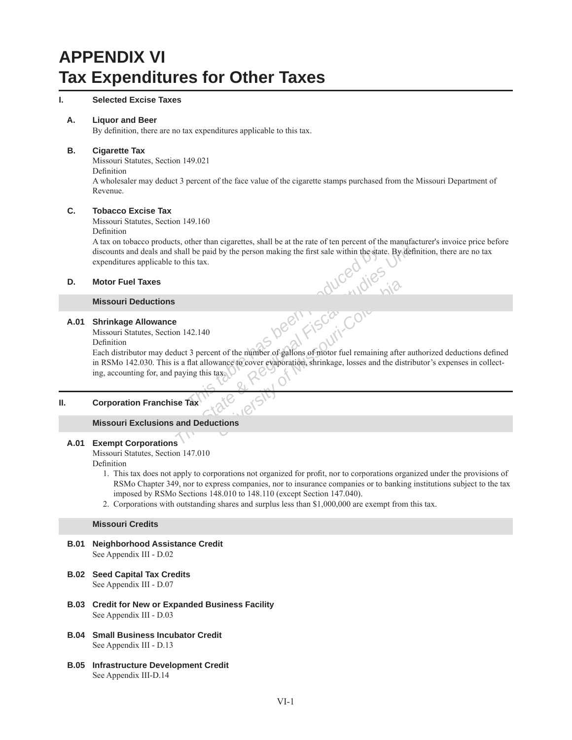# APPENDIX VI
# Tax Expenditures for Other Taxes

## I. Selected Excise Taxes

### A. Liquor and Beer

By definition, there are no tax expenditures applicable to this tax.

### B. Cigarette Tax

Missouri Statutes, Section 149.021

Definition

A wholesaler may deduct 3 percent of the face value of the cigarette stamps purchased from the Missouri Department of Revenue.

### C. Tobacco Excise Tax

Missouri Statutes, Section 149.160

Definition

A tax on tobacco products, other than cigarettes, shall be at the rate of ten percent of the manufacturer's invoice price before discounts and deals and shall be paid by the person making the first sale within the state. By definition, there are no tax expenditures applicable to this tax.

### D. Motor Fuel Taxes

#### Missouri Deductions

**A.01 Shrinkage Allowance**

Missouri Statutes, Section 142.140

Definition

Each distributor may deduct 3 percent of the number of gallons of motor fuel remaining after authorized deductions defined in RSMo 142.030. This is a flat allowance to cover evaporation, shrinkage, losses and the distributor's expenses in collecting, accounting for, and paying this tax.

## II. Corporation Franchise Tax

#### Missouri Exclusions and Deductions

**A.01 Exempt Corporations**

Missouri Statutes, Section 147.010

Definition

1. This tax does not apply to corporations not organized for profit, nor to corporations organized under the provisions of RSMo Chapter 349, nor to express companies, nor to insurance companies or to banking institutions subject to the tax imposed by RSMo Sections 148.010 to 148.110 (except Section 147.040).
2. Corporations with outstanding shares and surplus less than $1,000,000 are exempt from this tax.

#### Missouri Credits

**B.01 Neighborhood Assistance Credit**

See Appendix III - D.02

**B.02 Seed Capital Tax Credits**

See Appendix III - D.07

**B.03 Credit for New or Expanded Business Facility**

See Appendix III - D.03

**B.04 Small Business Incubator Credit**

See Appendix III - D.13

**B.05 Infrastructure Development Credit**

See Appendix III-D.14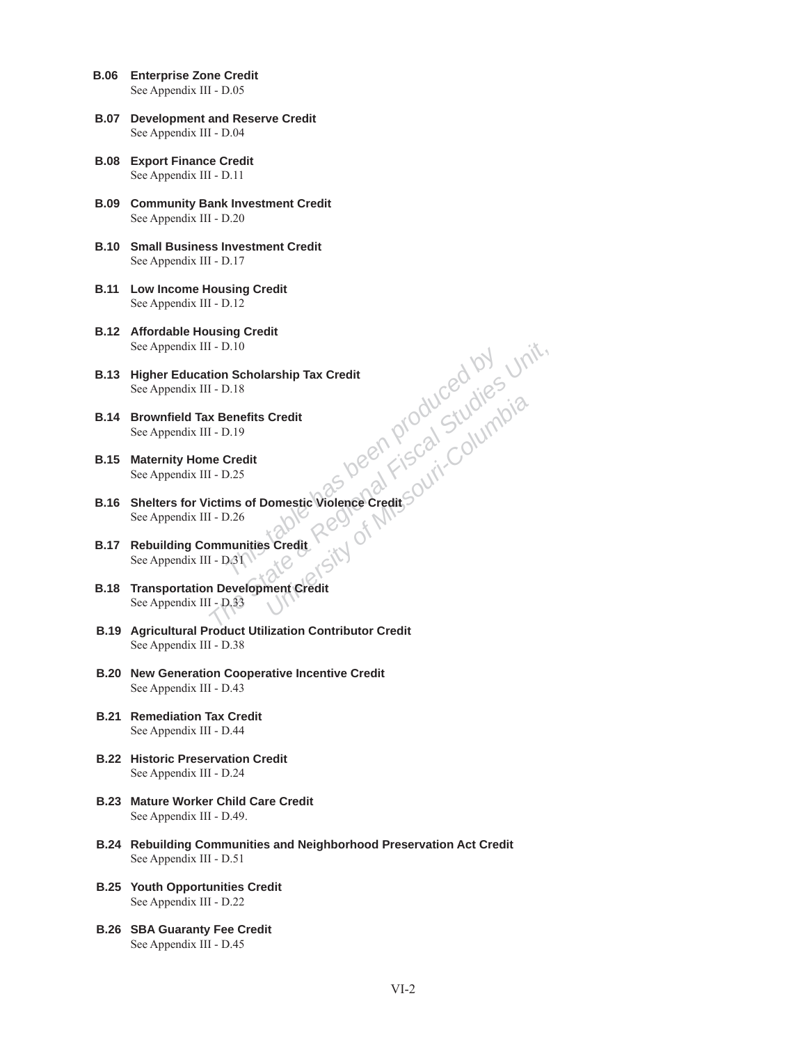**B.06 Enterprise Zone Credit**
See Appendix III - D.05

**B.07 Development and Reserve Credit**
See Appendix III - D.04

**B.08 Export Finance Credit**
See Appendix III - D.11

**B.09 Community Bank Investment Credit**
See Appendix III - D.20

**B.10 Small Business Investment Credit**
See Appendix III - D.17

**B.11 Low Income Housing Credit**
See Appendix III - D.12

**B.12 Affordable Housing Credit**
See Appendix III - D.10

**B.13 Higher Education Scholarship Tax Credit**
See Appendix III - D.18

**B.14 Brownfield Tax Benefits Credit**
See Appendix III - D.19

**B.15 Maternity Home Credit**
See Appendix III - D.25

**B.16 Shelters for Victims of Domestic Violence Credit**
See Appendix III - D.26

**B.17 Rebuilding Communities Credit**
See Appendix III - D.31

**B.18 Transportation Development Credit**
See Appendix III - D.33

**B.19 Agricultural Product Utilization Contributor Credit**
See Appendix III - D.38

**B.20 New Generation Cooperative Incentive Credit**
See Appendix III - D.43

**B.21 Remediation Tax Credit**
See Appendix III - D.44

**B.22 Historic Preservation Credit**
See Appendix III - D.24

**B.23 Mature Worker Child Care Credit**
See Appendix III - D.49.

**B.24 Rebuilding Communities and Neighborhood Preservation Act Credit**
See Appendix III - D.51

**B.25 Youth Opportunities Credit**
See Appendix III - D.22

**B.26 SBA Guaranty Fee Credit**
See Appendix III - D.45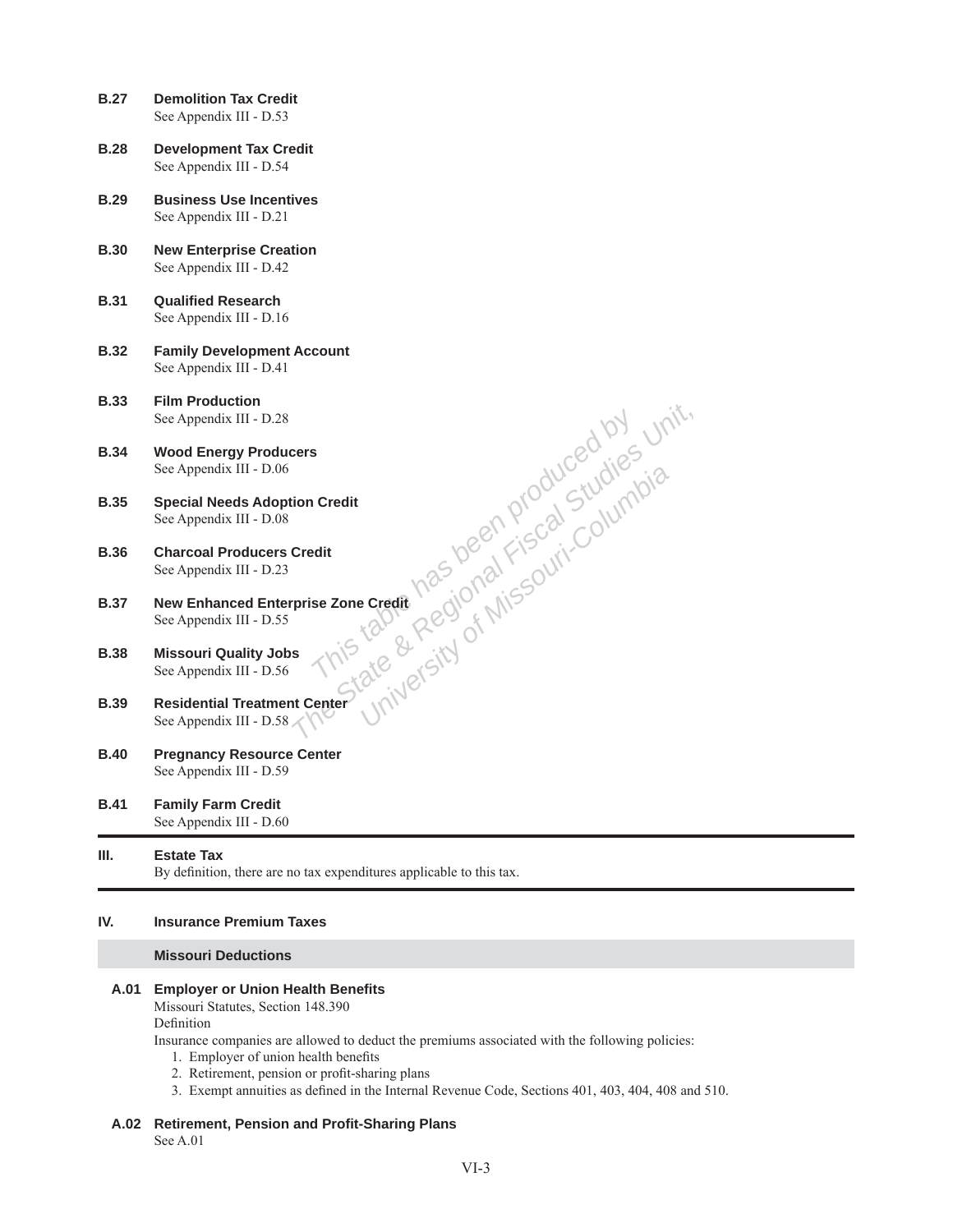**B.27 Demolition Tax Credit**
See Appendix III - D.53

**B.28 Development Tax Credit**
See Appendix III - D.54

**B.29 Business Use Incentives**
See Appendix III - D.21

**B.30 New Enterprise Creation**
See Appendix III - D.42

**B.31 Qualified Research**
See Appendix III - D.16

**B.32 Family Development Account**
See Appendix III - D.41

**B.33 Film Production**
See Appendix III - D.28

**B.34 Wood Energy Producers**
See Appendix III - D.06

**B.35 Special Needs Adoption Credit**
See Appendix III - D.08

**B.36 Charcoal Producers Credit**
See Appendix III - D.23

**B.37 New Enhanced Enterprise Zone Credit**
See Appendix III - D.55

**B.38 Missouri Quality Jobs**
See Appendix III - D.56

**B.39 Residential Treatment Center**
See Appendix III - D.58

**B.40 Pregnancy Resource Center**
See Appendix III - D.59

**B.41 Family Farm Credit**
See Appendix III - D.60

## III. Estate Tax

By definition, there are no tax expenditures applicable to this tax.

## IV. Insurance Premium Taxes

### Missouri Deductions

**A.01 Employer or Union Health Benefits**
Missouri Statutes, Section 148.390
Definition
Insurance companies are allowed to deduct the premiums associated with the following policies:

1. Employer of union health benefits
2. Retirement, pension or profit-sharing plans
3. Exempt annuities as defined in the Internal Revenue Code, Sections 401, 403, 404, 408 and 510.

**A.02 Retirement, Pension and Profit-Sharing Plans**
See A.01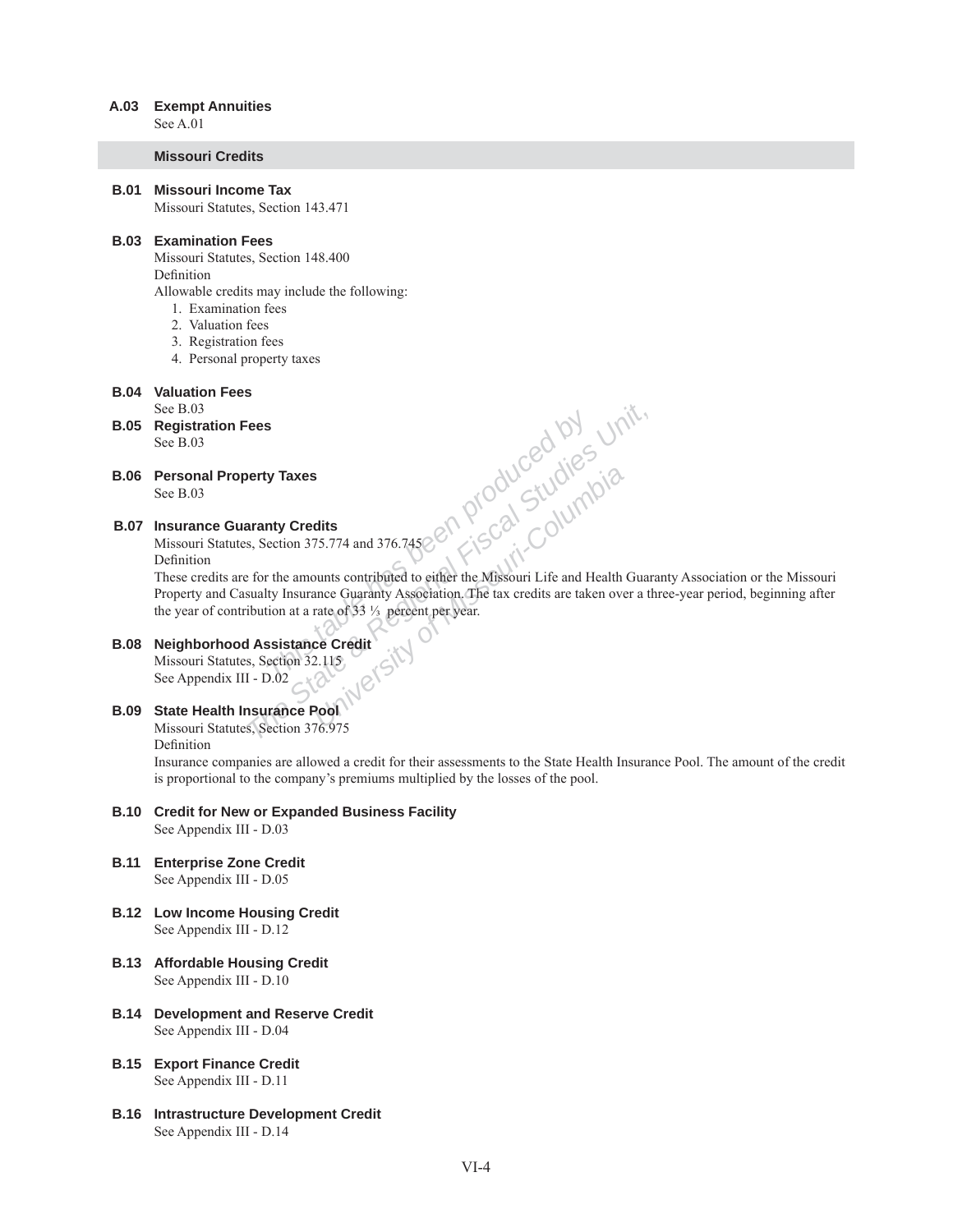**A.03 Exempt Annuities**
See A.01

## Missouri Credits

**B.01 Missouri Income Tax**
Missouri Statutes, Section 143.471

**B.03 Examination Fees**
Missouri Statutes, Section 148.400
Definition
Allowable credits may include the following:

1. Examination fees
2. Valuation fees
3. Registration fees
4. Personal property taxes

**B.04 Valuation Fees**
See B.03

**B.05 Registration Fees**
See B.03

**B.06 Personal Property Taxes**
See B.03

**B.07 Insurance Guaranty Credits**
Missouri Statutes, Section 375.774 and 376.745
Definition
These credits are for the amounts contributed to either the Missouri Life and Health Guaranty Association or the Missouri Property and Casualty Insurance Guaranty Association. The tax credits are taken over a three-year period, beginning after the year of contribution at a rate of 33 ⅓ percent per year.

**B.08 Neighborhood Assistance Credit**
Missouri Statutes, Section 32.115
See Appendix III - D.02

**B.09 State Health Insurance Pool**
Missouri Statutes, Section 376.975
Definition
Insurance companies are allowed a credit for their assessments to the State Health Insurance Pool. The amount of the credit is proportional to the company's premiums multiplied by the losses of the pool.

**B.10 Credit for New or Expanded Business Facility**
See Appendix III - D.03

**B.11 Enterprise Zone Credit**
See Appendix III - D.05

**B.12 Low Income Housing Credit**
See Appendix III - D.12

**B.13 Affordable Housing Credit**
See Appendix III - D.10

**B.14 Development and Reserve Credit**
See Appendix III - D.04

**B.15 Export Finance Credit**
See Appendix III - D.11

**B.16 Intrastructure Development Credit**
See Appendix III - D.14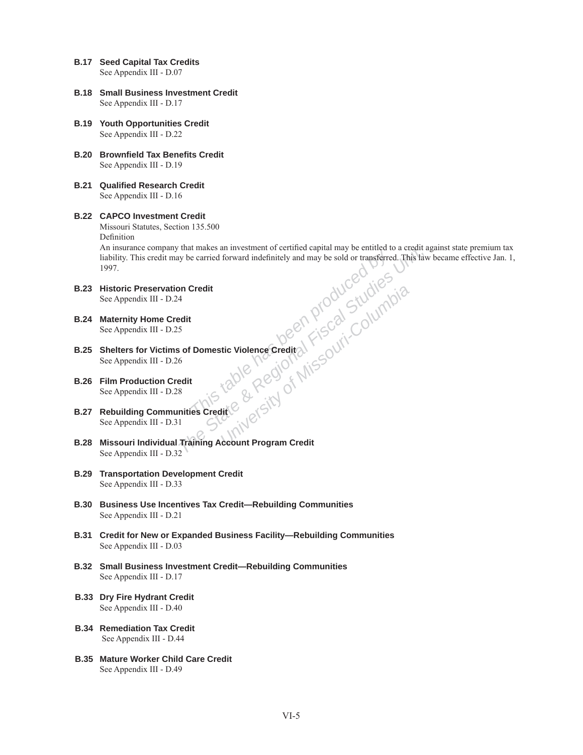**B.17 Seed Capital Tax Credits**
See Appendix III - D.07

**B.18 Small Business Investment Credit**
See Appendix III - D.17

**B.19 Youth Opportunities Credit**
See Appendix III - D.22

**B.20 Brownfield Tax Benefits Credit**
See Appendix III - D.19

**B.21 Qualified Research Credit**
See Appendix III - D.16

**B.22 CAPCO Investment Credit**
Missouri Statutes, Section 135.500
Definition
An insurance company that makes an investment of certified capital may be entitled to a credit against state premium tax liability. This credit may be carried forward indefinitely and may be sold or transferred. This law became effective Jan. 1, 1997.

**B.23 Historic Preservation Credit**
See Appendix III - D.24

**B.24 Maternity Home Credit**
See Appendix III - D.25

**B.25 Shelters for Victims of Domestic Violence Credit**
See Appendix III - D.26

**B.26 Film Production Credit**
See Appendix III - D.28

**B.27 Rebuilding Communities Credit**
See Appendix III - D.31

**B.28 Missouri Individual Training Account Program Credit**
See Appendix III - D.32

**B.29 Transportation Development Credit**
See Appendix III - D.33

**B.30 Business Use Incentives Tax Credit—Rebuilding Communities**
See Appendix III - D.21

**B.31 Credit for New or Expanded Business Facility—Rebuilding Communities**
See Appendix III - D.03

**B.32 Small Business Investment Credit—Rebuilding Communities**
See Appendix III - D.17

**B.33 Dry Fire Hydrant Credit**
See Appendix III - D.40

**B.34 Remediation Tax Credit**
See Appendix III - D.44

**B.35 Mature Worker Child Care Credit**
See Appendix III - D.49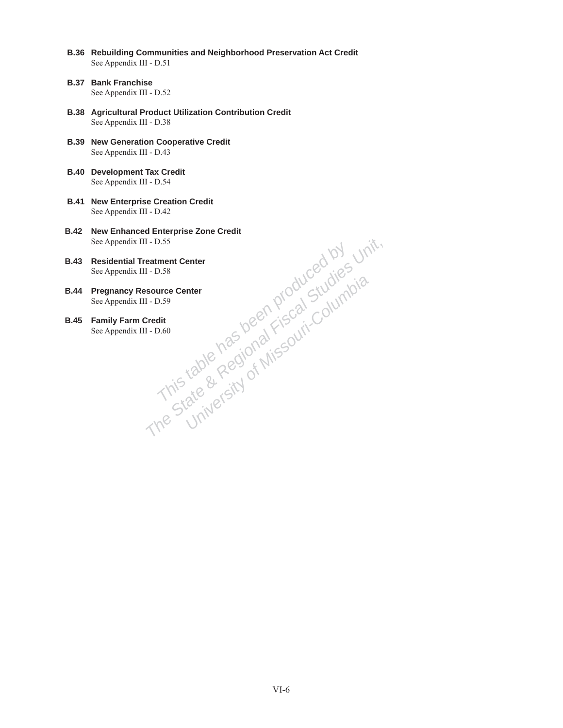**B.36 Rebuilding Communities and Neighborhood Preservation Act Credit**
See Appendix III - D.51

**B.37 Bank Franchise**
See Appendix III - D.52

**B.38 Agricultural Product Utilization Contribution Credit**
See Appendix III - D.38

**B.39 New Generation Cooperative Credit**
See Appendix III - D.43

**B.40 Development Tax Credit**
See Appendix III - D.54

**B.41 New Enterprise Creation Credit**
See Appendix III - D.42

**B.42 New Enhanced Enterprise Zone Credit**
See Appendix III - D.55

**B.43 Residential Treatment Center**
See Appendix III - D.58

**B.44 Pregnancy Resource Center**
See Appendix III - D.59

**B.45 Family Farm Credit**
See Appendix III - D.60

This table has been produced by The State & Regional Fiscal Studies Unit, University of Missouri-Columbia